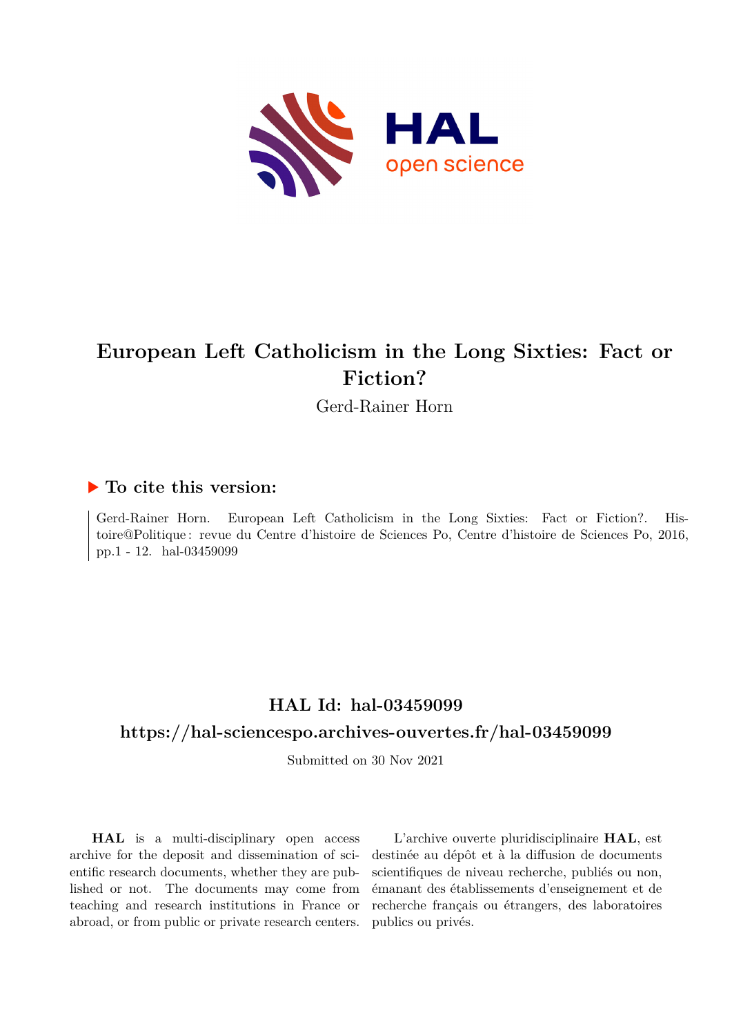# European Left Catholicism in the Long Sixties: Fact or Fiction?

Gerd-Rainer Horn

## ▶ To cite this version:

Gerd-Rainer Horn. European Left Catholicism in the Long Sixties: Fact or Fiction?. Histoire@Politique : revue du Centre d'histoire de Sciences Po, Centre d'histoire de Sciences Po, 2016, pp.1 - 12. hal-03459099

## HAL Id: hal-03459099

## https://hal-sciencespo.archives-ouvertes.fr/hal-03459099

Submitted on 30 Nov 2021

**HAL** is a multi-disciplinary open access archive for the deposit and dissemination of scientific research documents, whether they are published or not. The documents may come from teaching and research institutions in France or abroad, or from public or private research centers.

L'archive ouverte pluridisciplinaire **HAL**, est destinée au dépôt et à la diffusion de documents scientifiques de niveau recherche, publiés ou non, émanant des établissements d'enseignement et de recherche français ou étrangers, des laboratoires publics ou privés.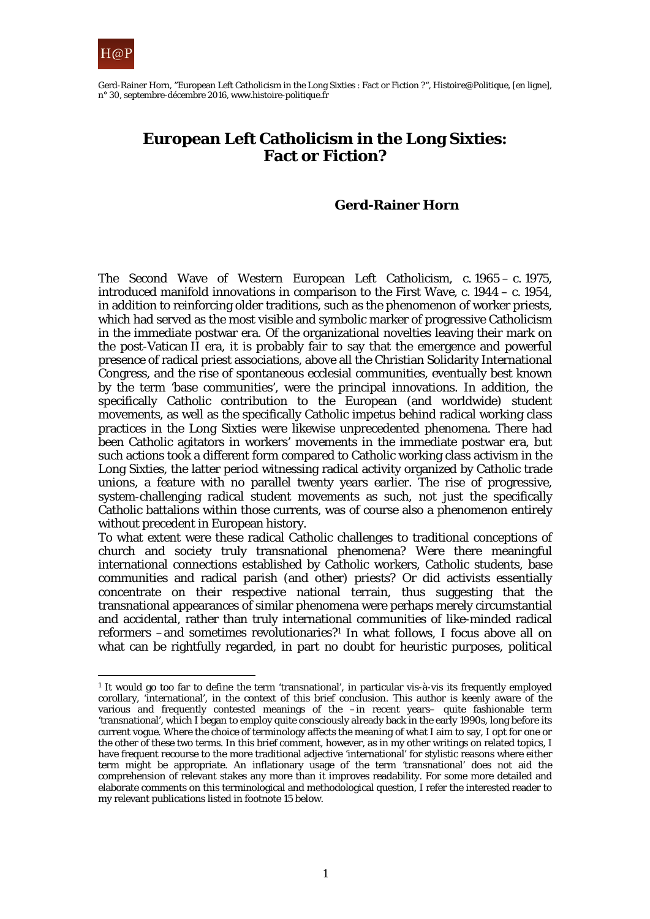# European Left Catholicism in the Long Sixties: Fact or Fiction?

**Gerd-Rainer Horn**

The Second Wave of Western European Left Catholicism, c. 1965 – c. 1975, introduced manifold innovations in comparison to the First Wave, c. 1944 – c. 1954, in addition to reinforcing older traditions, such as the phenomenon of worker priests, which had served as the most visible and symbolic marker of progressive Catholicism in the immediate postwar era. Of the organizational novelties leaving their mark on the post-Vatican II era, it is probably fair to say that the emergence and powerful presence of radical priest associations, above all the Christian Solidarity International Congress, and the rise of spontaneous ecclesial communities, eventually best known by the term 'base communities', were the principal innovations. In addition, the specifically Catholic contribution to the European (and worldwide) student movements, as well as the specifically Catholic impetus behind radical working class practices in the Long Sixties were likewise unprecedented phenomena. There had been Catholic agitators in workers' movements in the immediate postwar era, but such actions took a different form compared to Catholic working class activism in the Long Sixties, the latter period witnessing radical activity organized by Catholic trade unions, a feature with no parallel twenty years earlier. The rise of progressive, system-challenging radical student movements as such, not just the specifically Catholic battalions within those currents, was of course also a phenomenon entirely without precedent in European history.

To what extent were these radical Catholic challenges to traditional conceptions of church and society truly transnational phenomena? Were there meaningful international connections established by Catholic workers, Catholic students, base communities and radical parish (and other) priests? Or did activists essentially concentrate on their respective national terrain, thus suggesting that the transnational appearances of similar phenomena were perhaps merely circumstantial and accidental, rather than truly international communities of like-minded radical reformers –and sometimes revolutionaries?[1] In what follows, I focus above all on what can be rightfully regarded, in part no doubt for heuristic purposes, political

---

[1] It would go too far to define the term 'transnational', in particular vis-à-vis its frequently employed corollary, 'international', in the context of this brief conclusion. This author is keenly aware of the various and frequently contested meanings of the –in recent years– quite fashionable term 'transnational', which I began to employ quite consciously already back in the early 1990s, long before its current vogue. Where the choice of terminology affects the meaning of what I aim to say, I opt for one or the other of these two terms. In this brief comment, however, as in my other writings on related topics, I have frequent recourse to the more traditional adjective 'international' for stylistic reasons where either term might be appropriate. An inflationary usage of the term 'transnational' does not aid the comprehension of relevant stakes any more than it improves readability. For some more detailed and elaborate comments on this terminological and methodological question, I refer the interested reader to my relevant publications listed in footnote 15 below.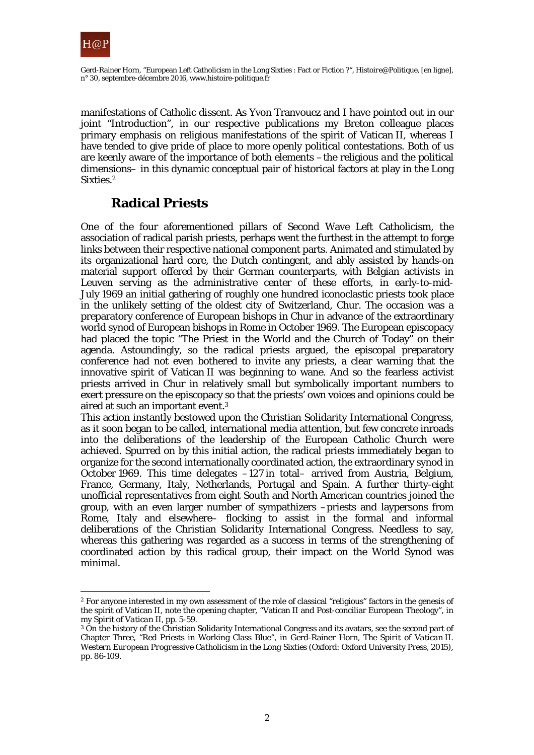manifestations of Catholic dissent. As Yvon Tranvouez and I have pointed out in our joint "Introduction", in our respective publications my Breton colleague places primary emphasis on religious manifestations of the spirit of Vatican II, whereas I have tended to give pride of place to more openly political contestations. Both of us are keenly aware of the importance of both elements –the religious *and* the political dimensions– in this dynamic conceptual pair of historical factors at play in the Long Sixties.[2]

## Radical Priests

One of the four aforementioned pillars of Second Wave Left Catholicism, the association of radical parish priests, perhaps went the furthest in the attempt to forge links between their respective national component parts. Animated and stimulated by its organizational hard core, the Dutch contingent, and ably assisted by hands-on material support offered by their German counterparts, with Belgian activists in Leuven serving as the administrative center of these efforts, in early-to-mid-July 1969 an initial gathering of roughly one hundred iconoclastic priests took place in the unlikely setting of the oldest city of Switzerland, Chur. The occasion was a preparatory conference of European bishops in Chur in advance of the extraordinary world synod of European bishops in Rome in October 1969. The European episcopacy had placed the topic "The Priest in the World and the Church of Today" on their agenda. Astoundingly, so the radical priests argued, the episcopal preparatory conference had not even bothered to invite any priests, a clear warning that the innovative spirit of Vatican II was beginning to wane. And so the fearless activist priests arrived in Chur in relatively small but symbolically important numbers to exert pressure on the episcopacy so that the priests' own voices and opinions could be aired at such an important event.[3]

This action instantly bestowed upon the Christian Solidarity International Congress, as it soon began to be called, international media attention, but few concrete inroads into the deliberations of the leadership of the European Catholic Church were achieved. Spurred on by this initial action, the radical priests immediately began to organize for the second internationally coordinated action, the extraordinary synod in October 1969. This time delegates –127 in total– arrived from Austria, Belgium, France, Germany, Italy, Netherlands, Portugal and Spain. A further thirty-eight unofficial representatives from eight South and North American countries joined the group, with an even larger number of sympathizers –priests and laypersons from Rome, Italy and elsewhere– flocking to assist in the formal and informal deliberations of the Christian Solidarity International Congress. Needless to say, whereas this gathering was regarded as a success in terms of the strengthening of coordinated action by this radical group, their impact on the World Synod was minimal.

---

[2] For anyone interested in my own assessment of the role of classical "religious" factors in the genesis of the spirit of Vatican II, note the opening chapter, "Vatican II and Post-conciliar European Theology", in my *Spirit of Vatican II*, pp. 5-59.

[3] On the history of the Christian Solidarity International Congress and its avatars, see the second part of Chapter Three, "Red Priests in Working Class Blue", in Gerd-Rainer Horn, *The Spirit of Vatican II. Western European Progressive Catholicism in the Long Sixties* (Oxford: Oxford University Press, 2015), pp. 86-109.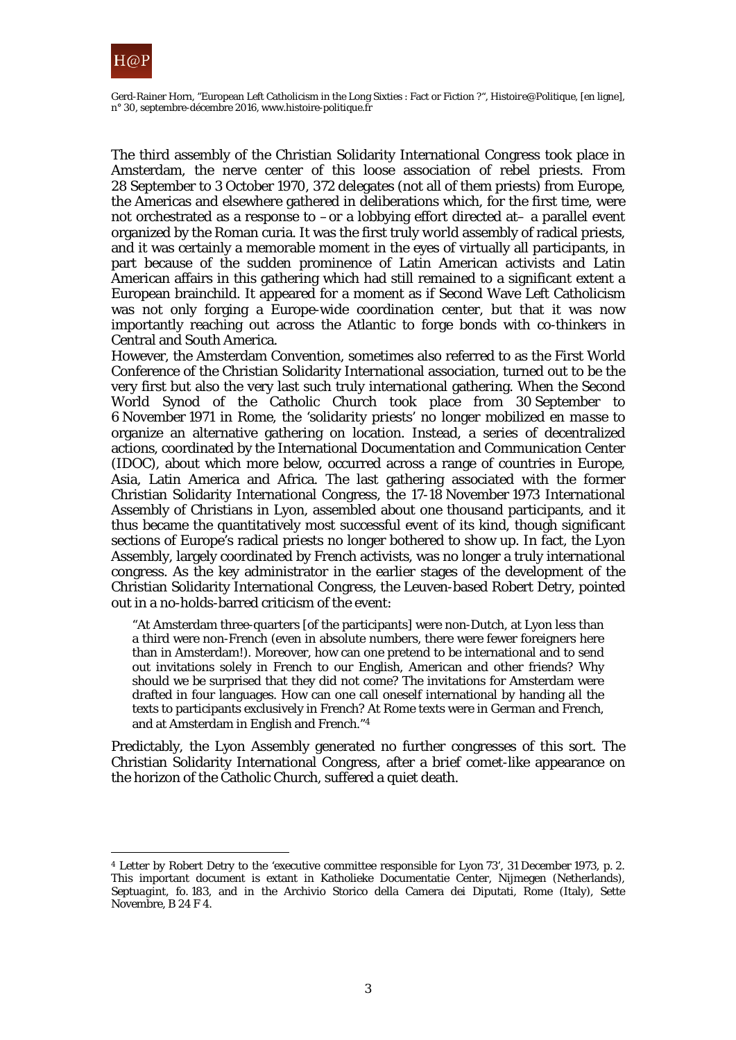The third assembly of the Christian Solidarity International Congress took place in Amsterdam, the nerve center of this loose association of rebel priests. From 28 September to 3 October 1970, 372 delegates (not all of them priests) from Europe, the Americas and elsewhere gathered in deliberations which, for the first time, were not orchestrated as a response to –or a lobbying effort directed at– a parallel event organized by the Roman curia. It was the first truly *world* assembly of radical priests, and it was certainly a memorable moment in the eyes of virtually all participants, in part because of the sudden prominence of Latin American activists and Latin American affairs in this gathering which had still remained to a significant extent a European brainchild. It appeared for a moment as if Second Wave Left Catholicism was not only forging a Europe-wide coordination center, but that it was now importantly reaching out across the Atlantic to forge bonds with co-thinkers in Central and South America.

However, the Amsterdam Convention, sometimes also referred to as the First World Conference of the Christian Solidarity International association, turned out to be the very first but also the very last such truly international gathering. When the Second World Synod of the Catholic Church took place from 30 September to 6 November 1971 in Rome, the 'solidarity priests' no longer mobilized *en masse* to organize an alternative gathering on location. Instead, a series of decentralized actions, coordinated by the International Documentation and Communication Center (IDOC), about which more below, occurred across a range of countries in Europe, Asia, Latin America and Africa. The last gathering associated with the former Christian Solidarity International Congress, the 17-18 November 1973 International Assembly of Christians in Lyon, assembled about one thousand participants, and it thus became the quantitatively most successful event of its kind, though significant sections of Europe's radical priests no longer bothered to show up. In fact, the Lyon Assembly, largely coordinated by French activists, was no longer a truly international congress. As the key administrator in the earlier stages of the development of the Christian Solidarity International Congress, the Leuven-based Robert Detry, pointed out in a no-holds-barred criticism of the event:

> "At Amsterdam three-quarters [of the participants] were non-Dutch, at Lyon less than a third were non-French (even in absolute numbers, there were fewer foreigners here than in Amsterdam!). Moreover, how can one pretend to be international and to send out invitations solely in French to our English, American and other friends? Why should we be surprised that they did not come? The invitations for Amsterdam were drafted in four languages. How can one call oneself international by handing all the texts to participants exclusively in French? At Rome texts were in German and French, and at Amsterdam in English and French."[4]

Predictably, the Lyon Assembly generated no further congresses of this sort. The Christian Solidarity International Congress, after a brief comet-like appearance on the horizon of the Catholic Church, suffered a quiet death.

---

[4] Letter by Robert Detry to the 'executive committee responsible for Lyon 73', 31 December 1973, p. 2. This important document is extant in Katholieke Documentatie Center, Nijmegen (Netherlands), Septuagint, fo. 183, and in the Archivio Storico della Camera dei Diputati, Rome (Italy), Sette Novembre, B 24 F 4.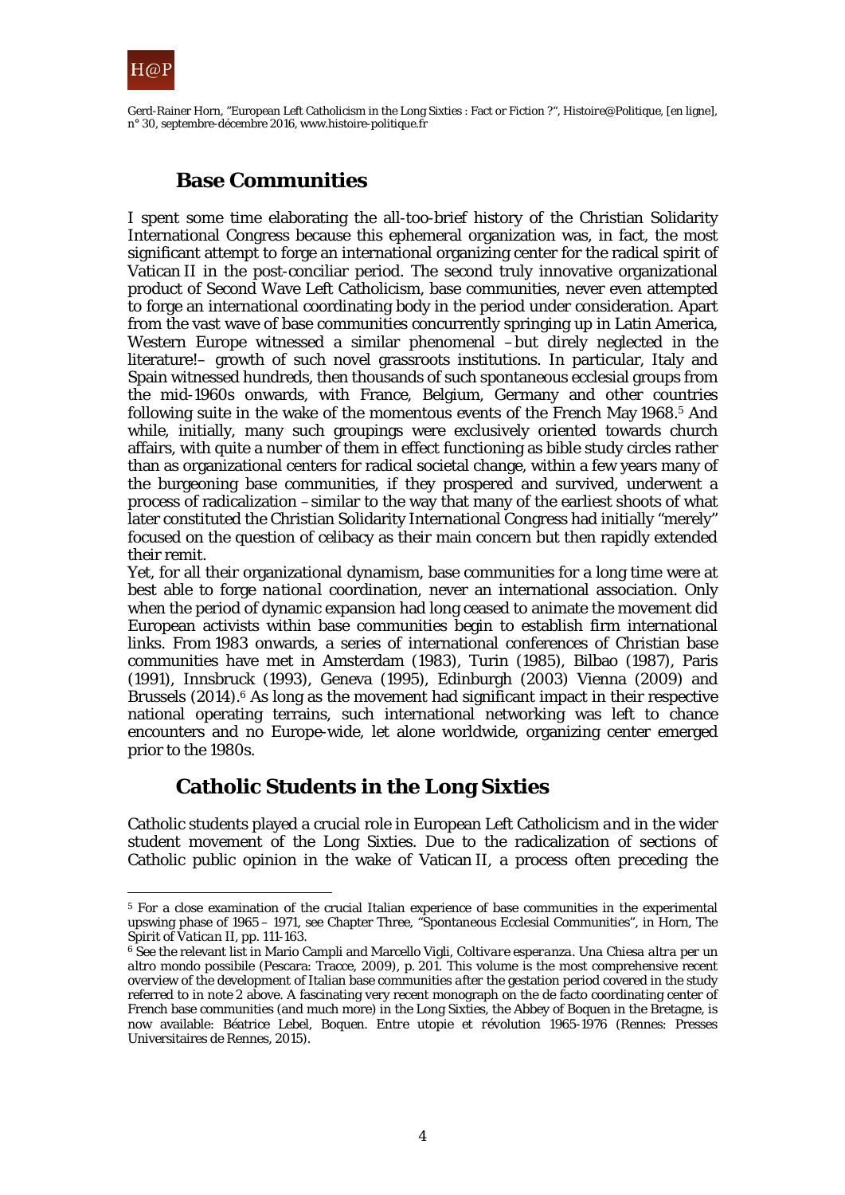## Base Communities

I spent some time elaborating the all-too-brief history of the Christian Solidarity International Congress because this ephemeral organization was, in fact, the most significant attempt to forge an international organizing center for the radical spirit of Vatican II in the post-conciliar period. The second truly innovative organizational product of Second Wave Left Catholicism, base communities, never even attempted to forge an international coordinating body in the period under consideration. Apart from the vast wave of base communities concurrently springing up in Latin America, Western Europe witnessed a similar phenomenal –but direly neglected in the literature!– growth of such novel grassroots institutions. In particular, Italy and Spain witnessed hundreds, then thousands of such spontaneous ecclesial groups from the mid-1960s onwards, with France, Belgium, Germany and other countries following suite in the wake of the momentous events of the French May 1968.[5] And while, initially, many such groupings were exclusively oriented towards church affairs, with quite a number of them in effect functioning as bible study circles rather than as organizational centers for radical societal change, within a few years many of the burgeoning base communities, if they prospered and survived, underwent a process of radicalization –similar to the way that many of the earliest shoots of what later constituted the Christian Solidarity International Congress had initially "merely" focused on the question of celibacy as their main concern but then rapidly extended their remit.

Yet, for all their organizational dynamism, base communities for a long time were at best able to forge *national* coordination, never an international association. Only when the period of dynamic expansion had long ceased to animate the movement did European activists within base communities begin to establish firm international links. From 1983 onwards, a series of international conferences of Christian base communities have met in Amsterdam (1983), Turin (1985), Bilbao (1987), Paris (1991), Innsbruck (1993), Geneva (1995), Edinburgh (2003) Vienna (2009) and Brussels (2014).[6] As long as the movement had significant impact in their respective national operating terrains, such international networking was left to chance encounters and no Europe-wide, let alone worldwide, organizing center emerged prior to the 1980s.

## Catholic Students in the Long Sixties

Catholic students played a crucial role in European Left Catholicism *and* in the wider student movement of the Long Sixties. Due to the radicalization of sections of Catholic public opinion in the wake of Vatican II, a process often *preceding* the

---

[5] For a close examination of the crucial Italian experience of base communities in the experimental upswing phase of 1965 – 1971, see Chapter Three, "Spontaneous Ecclesial Communities", in Horn, *The Spirit of Vatican II*, pp. 111-163.

[6] See the relevant list in Mario Campli and Marcello Vigli, *Coltivare esperanza. Una Chiesa altra per un altro mondo possibile* (Pescara: Tracce, 2009), p. 201. This volume is the most comprehensive recent overview of the development of Italian base communities *after* the gestation period covered in the study referred to in note 2 above. A fascinating very recent monograph on the de facto coordinating center of French base communities (and much more) in the Long Sixties, the Abbey of Boquen in the Bretagne, is now available: Béatrice Lebel, *Boquen. Entre utopie et révolution 1965-1976* (Rennes: Presses Universitaires de Rennes, 2015).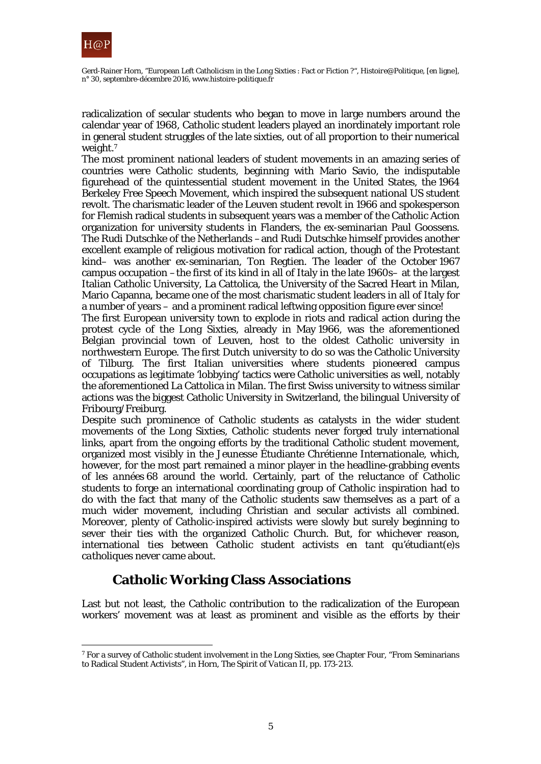radicalization of secular students who began to move in large numbers around the calendar year of 1968, Catholic student leaders played an inordinately important role in general student struggles of the late sixties, out of all proportion to their numerical weight.[7]

The most prominent national leaders of student movements in an amazing series of countries were Catholic students, beginning with Mario Savio, the indisputable figurehead of the quintessential student movement in the United States, the 1964 Berkeley Free Speech Movement, which inspired the subsequent national US student revolt. The charismatic leader of the Leuven student revolt in 1966 and spokesperson for Flemish radical students in subsequent years was a member of the Catholic Action organization for university students in Flanders, the ex-seminarian Paul Goossens. The Rudi Dutschke of the Netherlands –and Rudi Dutschke himself provides another excellent example of religious motivation for radical action, though of the Protestant kind– was another ex-seminarian, Ton Regtien. The leader of the October 1967 campus occupation –the first of its kind in all of Italy in the late 1960s– at the largest Italian Catholic University, La Cattolica, the University of the Sacred Heart in Milan, Mario Capanna, became one of the most charismatic student leaders in all of Italy for a number of years – and a prominent radical leftwing opposition figure ever since!

The first European university town to explode in riots and radical action during the protest cycle of the Long Sixties, already in May 1966, was the aforementioned Belgian provincial town of Leuven, host to the oldest Catholic university in northwestern Europe. The first Dutch university to do so was the Catholic University of Tilburg. The first Italian universities where students pioneered campus occupations as legitimate 'lobbying' tactics were Catholic universities as well, notably the aforementioned La Cattolica in Milan. The first Swiss university to witness similar actions was the biggest Catholic University in Switzerland, the bilingual University of Fribourg/Freiburg.

Despite such prominence of Catholic students as catalysts in the wider student movements of the Long Sixties, Catholic students never forged truly international links, apart from the ongoing efforts by the traditional Catholic student movement, organized most visibly in the Jeunesse Étudiante Chrétienne Internationale, which, however, for the most part remained a minor player in the headline-grabbing events of *les années 68* around the world. Certainly, part of the reluctance of Catholic students to forge an international coordinating group of Catholic inspiration had to do with the fact that many of the Catholic students saw themselves as a part of a much wider movement, including Christian and secular activists all combined. Moreover, plenty of Catholic-inspired activists were slowly but surely beginning to sever their ties with the organized Catholic Church. But, for whichever reason, international ties between Catholic student activists *en tant qu'étudiant(e)s catholiques* never came about.

## Catholic Working Class Associations

Last but not least, the Catholic contribution to the radicalization of the European workers' movement was at least as prominent and visible as the efforts by their

[7] For a survey of Catholic student involvement in the Long Sixties, see Chapter Four, "From Seminarians to Radical Student Activists", in Horn, *The Spirit of Vatican II*, pp. 173-213.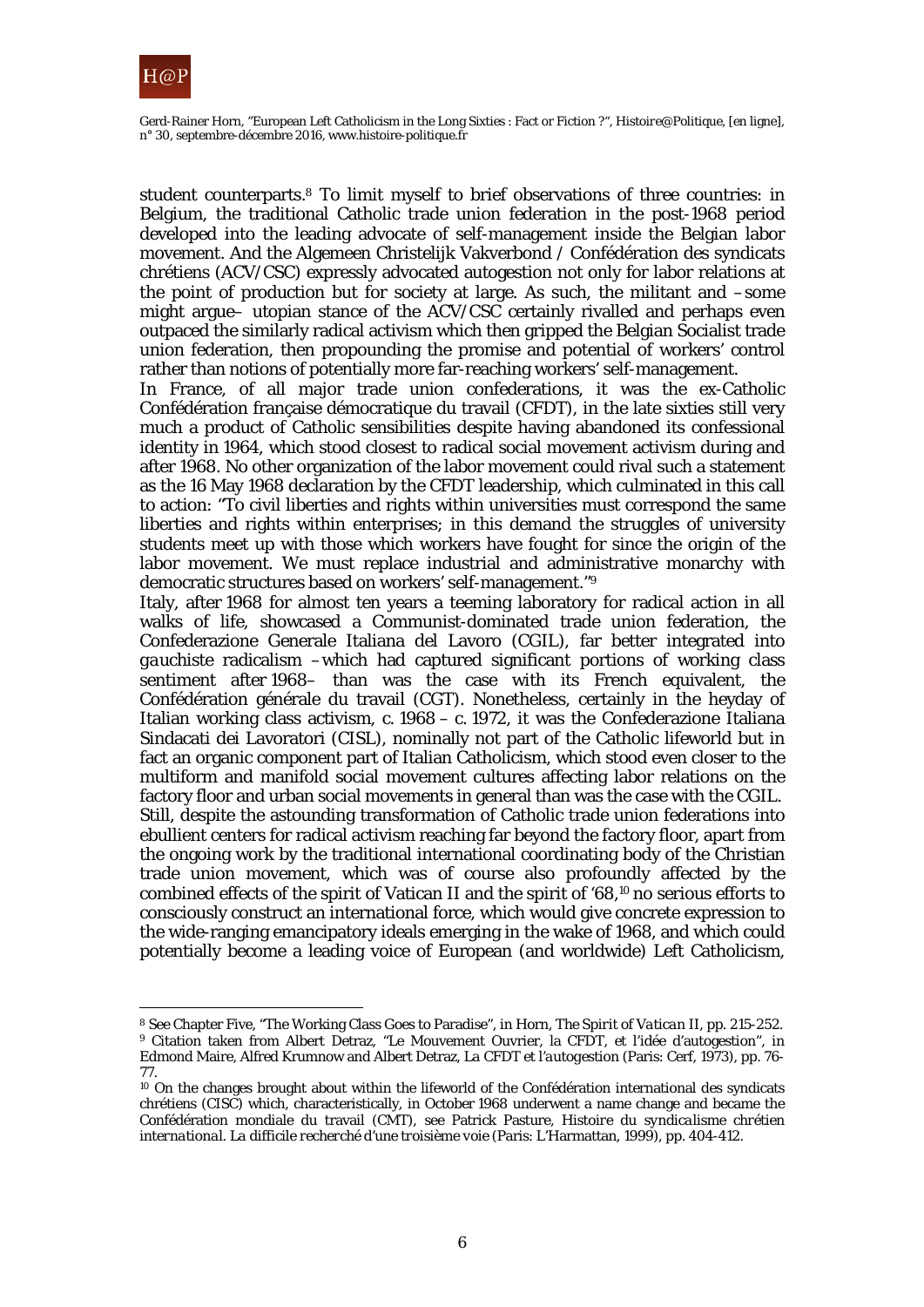student counterparts.[8] To limit myself to brief observations of three countries: in Belgium, the traditional Catholic trade union federation in the post-1968 period developed into the leading advocate of self-management inside the Belgian labor movement. And the Algemeen Christelijk Vakverbond / Confédération des syndicats chrétiens (ACV/CSC) expressly advocated autogestion not only for labor relations at the point of production but for society at large. As such, the militant and –some might argue– utopian stance of the ACV/CSC certainly rivalled and perhaps even outpaced the similarly radical activism which then gripped the Belgian Socialist trade union federation, then propounding the promise and potential of workers' control rather than notions of potentially more far-reaching workers' self-management.

In France, of all major trade union confederations, it was the ex-Catholic Confédération française démocratique du travail (CFDT), in the late sixties still very much a product of Catholic sensibilities despite having abandoned its confessional identity in 1964, which stood closest to radical social movement activism during and after 1968. No other organization of the labor movement could rival such a statement as the 16 May 1968 declaration by the CFDT leadership, which culminated in this call to action: "To civil liberties and rights within universities must correspond the same liberties and rights within enterprises; in this demand the struggles of university students meet up with those which workers have fought for since the origin of the labor movement. We must replace industrial and administrative monarchy with democratic structures based on workers' self-management."[9]

Italy, after 1968 for almost ten years a teeming laboratory for radical action in all walks of life, showcased a Communist-dominated trade union federation, the Confederazione Generale Italiana del Lavoro (CGIL), far better integrated into *gauchiste* radicalism –which had captured significant portions of working class sentiment after 1968– than was the case with its French equivalent, the Confédération générale du travail (CGT). Nonetheless, certainly in the heyday of Italian working class activism, c. 1968 – c. 1972, it was the Confederazione Italiana Sindacati dei Lavoratori (CISL), nominally not part of the Catholic lifeworld but in fact an organic component part of Italian Catholicism, which stood even closer to the multiform and manifold social movement cultures affecting labor relations on the factory floor and urban social movements in general than was the case with the CGIL.

Still, despite the astounding transformation of Catholic trade union federations into ebullient centers for radical activism reaching far beyond the factory floor, apart from the ongoing work by the traditional international coordinating body of the Christian trade union movement, which was of course also profoundly affected by the combined effects of the spirit of Vatican II and the spirit of '68,[10] no serious efforts to consciously construct an international force, which would give concrete expression to the wide-ranging emancipatory ideals emerging in the wake of 1968, and which could potentially become a leading voice of European (and worldwide) Left Catholicism,

---

[8] See Chapter Five, "The Working Class Goes to Paradise", in Horn, *The Spirit of Vatican II*, pp. 215-252.

[9] Citation taken from Albert Detraz, "Le Mouvement Ouvrier, la CFDT, et l'idée d'autogestion", in Edmond Maire, Alfred Krumnow and Albert Detraz, *La CFDT et l'autogestion* (Paris: Cerf, 1973), pp. 76-77.

[10] On the changes brought about within the lifeworld of the Confédération international des syndicats chrétiens (CISC) which, characteristically, in October 1968 underwent a name change and became the Confédération mondiale du travail (CMT), see Patrick Pasture, *Histoire du syndicalisme chrétien international. La difficile recherché d'une troisième voie* (Paris: L'Harmattan, 1999), pp. 404-412.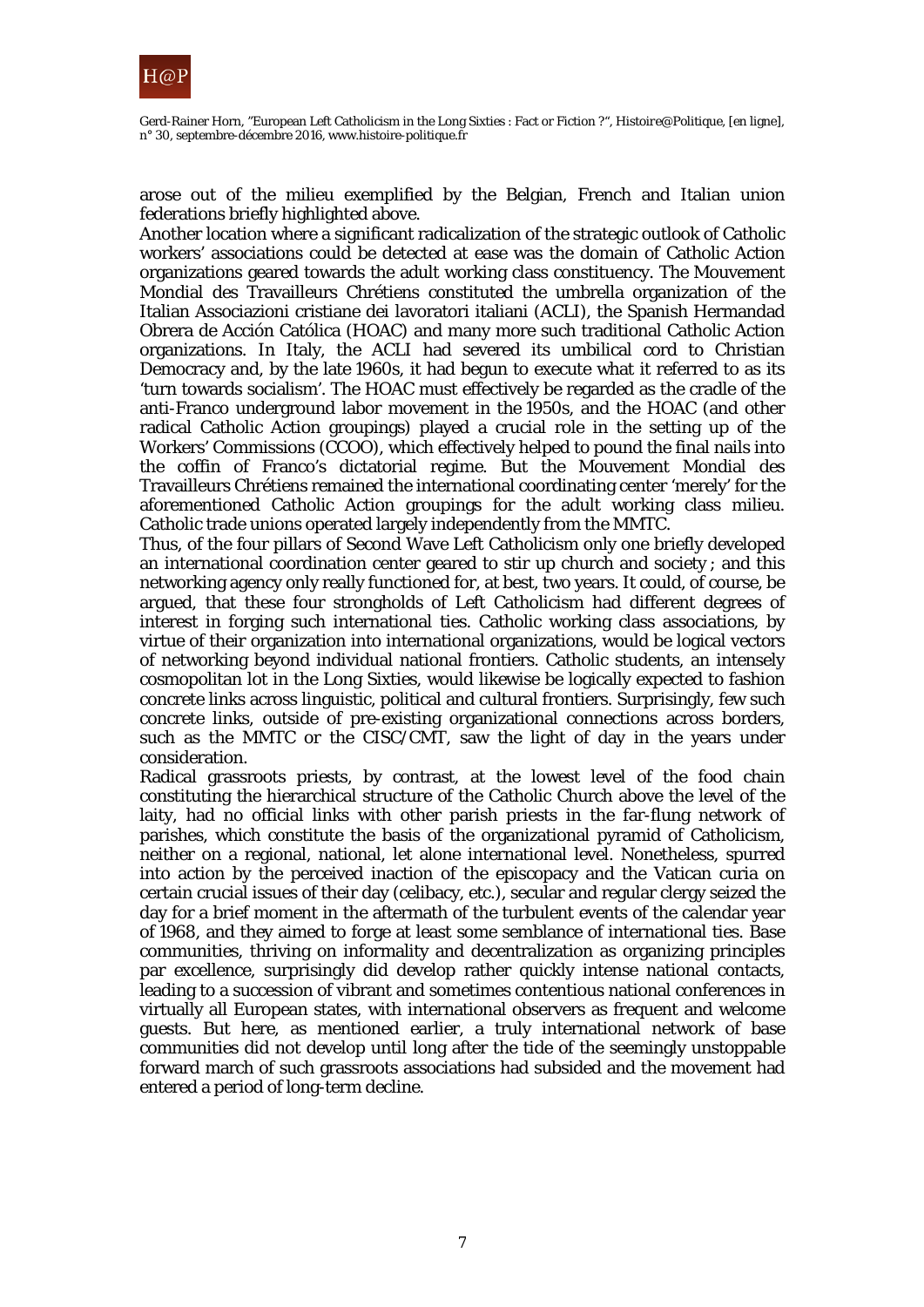arose out of the milieu exemplified by the Belgian, French and Italian union federations briefly highlighted above.

Another location where a significant radicalization of the strategic outlook of Catholic workers' associations could be detected at ease was the domain of Catholic Action organizations geared towards the adult working class constituency. The Mouvement Mondial des Travailleurs Chrétiens constituted the umbrella organization of the Italian Associazioni cristiane dei lavoratori italiani (ACLI), the Spanish Hermandad Obrera de Acción Católica (HOAC) and many more such traditional Catholic Action organizations. In Italy, the ACLI had severed its umbilical cord to Christian Democracy and, by the late 1960s, it had begun to execute what it referred to as its 'turn towards socialism'. The HOAC must effectively be regarded as the cradle of the anti-Franco underground labor movement in the 1950s, and the HOAC (and other radical Catholic Action groupings) played a crucial role in the setting up of the Workers' Commissions (CCOO), which effectively helped to pound the final nails into the coffin of Franco's dictatorial regime. But the Mouvement Mondial des Travailleurs Chrétiens remained the international coordinating center 'merely' for the aforementioned Catholic Action groupings for the adult working class milieu. Catholic trade unions operated largely independently from the MMTC.

Thus, of the four pillars of Second Wave Left Catholicism only one briefly developed an international coordination center geared to stir up church and society ; and this networking agency only really functioned for, at best, two years. It could, of course, be argued, that these four strongholds of Left Catholicism had different degrees of interest in forging such international ties. Catholic working class associations, by virtue of their organization into international organizations, would be logical vectors of networking beyond individual national frontiers. Catholic students, an intensely cosmopolitan lot in the Long Sixties, would likewise be logically expected to fashion concrete links across linguistic, political and cultural frontiers. Surprisingly, few such concrete links, outside of pre-existing organizational connections across borders, such as the MMTC or the CISC/CMT, saw the light of day in the years under consideration.

Radical grassroots priests, by contrast, at the lowest level of the food chain constituting the hierarchical structure of the Catholic Church above the level of the laity, had no official links with other parish priests in the far-flung network of parishes, which constitute the basis of the organizational pyramid of Catholicism, neither on a regional, national, let alone international level. Nonetheless, spurred into action by the perceived inaction of the episcopacy and the Vatican curia on certain crucial issues of their day (celibacy, etc.), secular and regular clergy seized the day for a brief moment in the aftermath of the turbulent events of the calendar year of 1968, and they aimed to forge at least some semblance of international ties. Base communities, thriving on informality and decentralization as organizing principles par excellence, surprisingly did develop rather quickly intense national contacts, leading to a succession of vibrant and sometimes contentious national conferences in virtually all European states, with international observers as frequent and welcome guests. But here, as mentioned earlier, a truly international network of base communities did not develop until long after the tide of the seemingly unstoppable forward march of such grassroots associations had subsided and the movement had entered a period of long-term decline.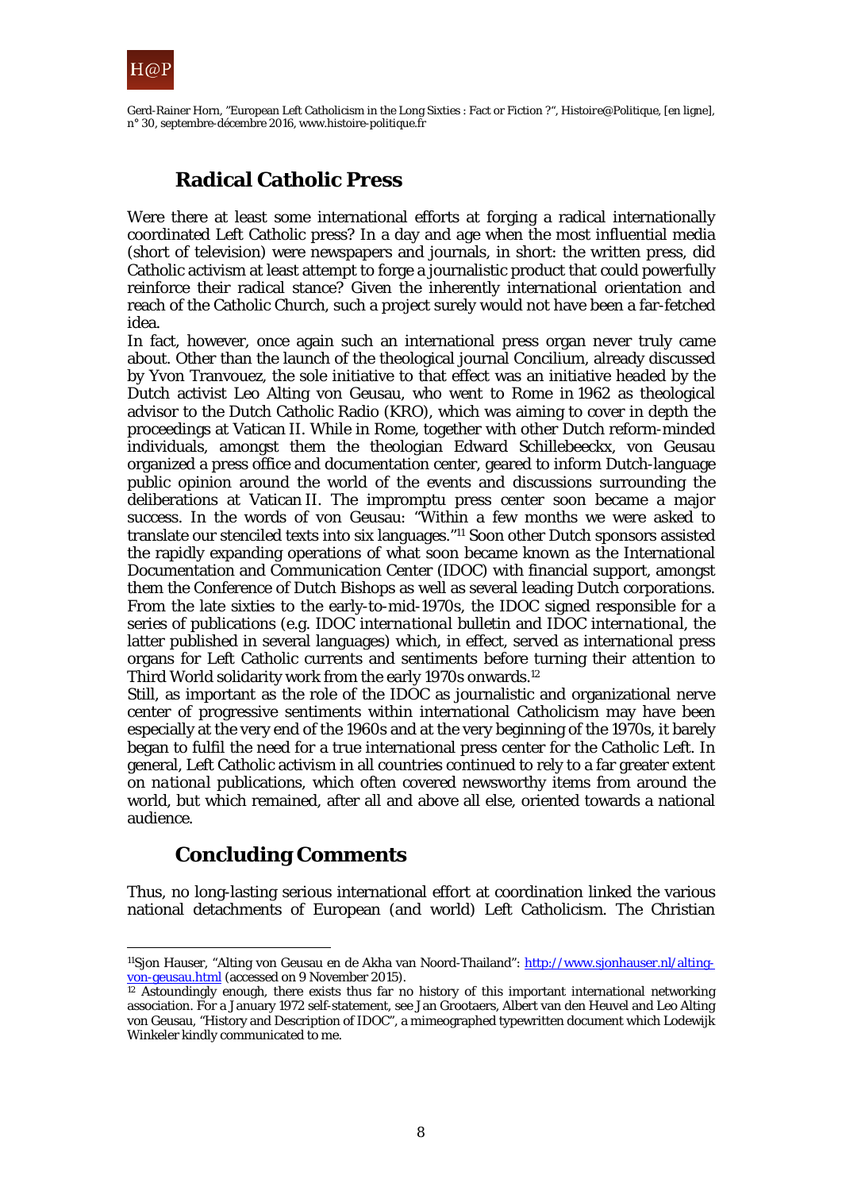## Radical Catholic Press

Were there at least some international efforts at forging a radical internationally coordinated Left Catholic press? In a day and age when the most influential media (short of television) were newspapers and journals, in short: the written press, did Catholic activism at least attempt to forge a journalistic product that could powerfully reinforce their radical stance? Given the inherently international orientation and reach of the Catholic Church, such a project surely would not have been a far-fetched idea.

In fact, however, once again such an international press organ never truly came about. Other than the launch of the theological journal Concilium, already discussed by Yvon Tranvouez, the sole initiative to that effect was an initiative headed by the Dutch activist Leo Alting von Geusau, who went to Rome in 1962 as theological advisor to the Dutch Catholic Radio (KRO), which was aiming to cover in depth the proceedings at Vatican II. While in Rome, together with other Dutch reform-minded individuals, amongst them the theologian Edward Schillebeeckx, von Geusau organized a press office and documentation center, geared to inform Dutch-language public opinion around the world of the events and discussions surrounding the deliberations at Vatican II. The impromptu press center soon became a major success. In the words of von Geusau: "Within a few months we were asked to translate our stenciled texts into six languages."[11] Soon other Dutch sponsors assisted the rapidly expanding operations of what soon became known as the International Documentation and Communication Center (IDOC) with financial support, amongst them the Conference of Dutch Bishops as well as several leading Dutch corporations. From the late sixties to the early-to-mid-1970s, the IDOC signed responsible for a series of publications (e.g. *IDOC international bulletin* and *IDOC international*, the latter published in several languages) which, in effect, served as international press organs for Left Catholic currents and sentiments before turning their attention to Third World solidarity work from the early 1970s onwards.[12]

Still, as important as the role of the IDOC as journalistic and organizational nerve center of progressive sentiments within international Catholicism may have been especially at the very end of the 1960s and at the very beginning of the 1970s, it barely began to fulfil the need for a true international press center for the Catholic Left. In general, Left Catholic activism in all countries continued to rely to a far greater extent on *national* publications, which often covered newsworthy items from around the world, but which remained, after all and above all else, oriented towards a national audience.

## Concluding Comments

Thus, no long-lasting serious international effort at coordination linked the various national detachments of European (and world) Left Catholicism. The Christian

---

[11] Sjon Hauser, "Alting von Geusau en de Akha van Noord-Thailand": http://www.sjonhauser.nl/alting-von-geusau.html (accessed on 9 November 2015).

[12] Astoundingly enough, there exists thus far no history of this important international networking association. For a January 1972 self-statement, see Jan Grootaers, Albert van den Heuvel and Leo Alting von Geusau, "History and Description of IDOC", a mimeographed typewritten document which Lodewijk Winkeler kindly communicated to me.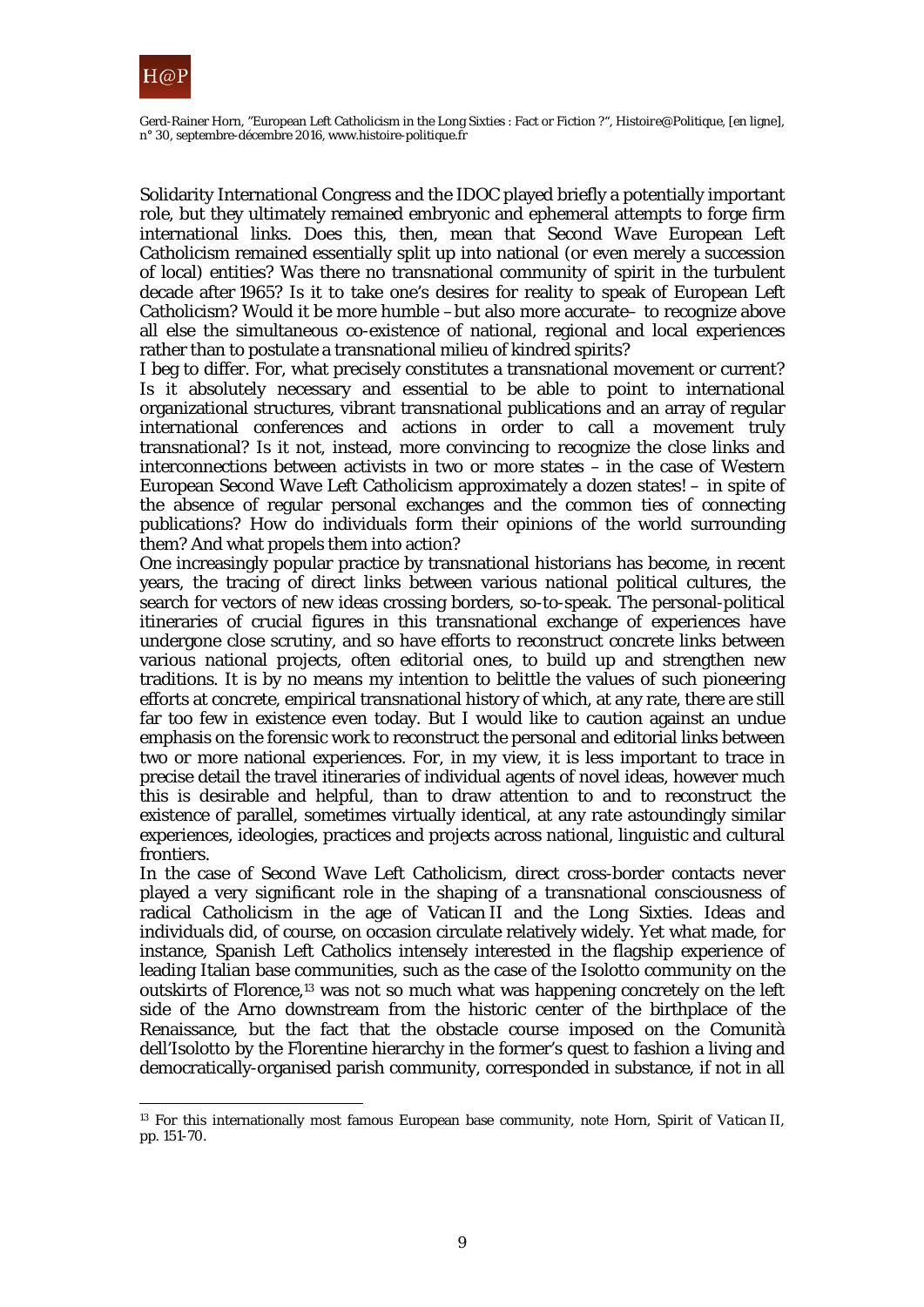Solidarity International Congress and the IDOC played briefly a potentially important role, but they ultimately remained embryonic and ephemeral attempts to forge firm international links. Does this, then, mean that Second Wave European Left Catholicism remained essentially split up into national (or even merely a succession of local) entities? Was there no transnational community of spirit in the turbulent decade after 1965? Is it to take one's desires for reality to speak of European Left Catholicism? Would it be more humble –but also more accurate– to recognize above all else the simultaneous co-existence of national, regional and local experiences rather than to postulate a transnational milieu of kindred spirits?

I beg to differ. For, what precisely constitutes a transnational movement or current? Is it absolutely necessary and essential to be able to point to international organizational structures, vibrant transnational publications and an array of regular international conferences and actions in order to call a movement truly transnational? Is it not, instead, more convincing to recognize the close links and interconnections between activists in two or more states – in the case of Western European Second Wave Left Catholicism approximately a dozen states! – in spite of the absence of regular personal exchanges and the common ties of connecting publications? How do individuals form their opinions of the world surrounding them? And what propels them into action?

One increasingly popular practice by transnational historians has become, in recent years, the tracing of direct links between various national political cultures, the search for vectors of new ideas crossing borders, so-to-speak. The personal-political itineraries of crucial figures in this transnational exchange of experiences have undergone close scrutiny, and so have efforts to reconstruct concrete links between various national projects, often editorial ones, to build up and strengthen new traditions. It is by no means my intention to belittle the values of such pioneering efforts at concrete, empirical transnational history of which, at any rate, there are still far too few in existence even today. But I would like to caution against an undue emphasis on the forensic work to reconstruct the personal and editorial links between two or more national experiences. For, in my view, it is less important to trace in precise detail the travel itineraries of individual agents of novel ideas, however much this is desirable and helpful, than to draw attention to and to reconstruct the existence of parallel, sometimes virtually identical, at any rate astoundingly similar experiences, ideologies, practices and projects across national, linguistic and cultural frontiers.

In the case of Second Wave Left Catholicism, direct cross-border contacts never played a very significant role in the shaping of a transnational consciousness of radical Catholicism in the age of Vatican II and the Long Sixties. Ideas and individuals did, of course, on occasion circulate relatively widely. Yet what made, for instance, Spanish Left Catholics intensely interested in the flagship experience of leading Italian base communities, such as the case of the Isolotto community on the outskirts of Florence,[13] was not so much what was happening concretely on the left side of the Arno downstream from the historic center of the birthplace of the Renaissance, but the fact that the obstacle course imposed on the Comunità dell'Isolotto by the Florentine hierarchy in the former's quest to fashion a living and democratically-organised parish community, corresponded in substance, if not in all

[13] For this internationally most famous European base community, note Horn, *Spirit of Vatican II*, pp. 151-70.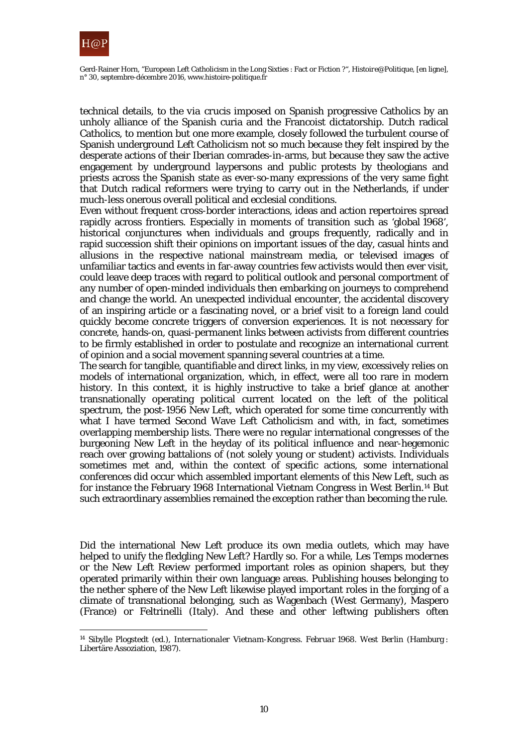technical details, to the *via crucis* imposed on Spanish progressive Catholics by an unholy alliance of the Spanish curia and the Francoist dictatorship. Dutch radical Catholics, to mention but one more example, closely followed the turbulent course of Spanish underground Left Catholicism not so much because they felt inspired by the desperate actions of their Iberian comrades-in-arms, but because they saw the active engagement by underground laypersons and public protests by theologians and priests across the Spanish state as ever-so-many expressions of the very same fight that Dutch radical reformers were trying to carry out in the Netherlands, if under much-less onerous overall political and ecclesial conditions.

Even without frequent cross-border interactions, ideas and action repertoires spread rapidly across frontiers. Especially in moments of transition such as 'global 1968', historical conjunctures when individuals and groups frequently, radically and in rapid succession shift their opinions on important issues of the day, casual hints and allusions in the respective national mainstream media, or televised images of unfamiliar tactics and events in far-away countries few activists would then ever visit, could leave deep traces with regard to political outlook and personal comportment of any number of open-minded individuals then embarking on journeys to comprehend and change the world. An unexpected individual encounter, the accidental discovery of an inspiring article or a fascinating novel, or a brief visit to a foreign land could quickly become concrete triggers of conversion experiences. It is not necessary for concrete, hands-on, quasi-permanent links between activists from different countries to be firmly established in order to postulate and recognize an international current of opinion and a social movement spanning several countries at a time.

The search for tangible, quantifiable and direct links, in my view, excessively relies on models of international organization, which, in effect, were all too rare in modern history. In this context, it is highly instructive to take a brief glance at another transnationally operating political current located on the left of the political spectrum, the post-1956 New Left, which operated for some time concurrently with what I have termed Second Wave Left Catholicism and with, in fact, sometimes overlapping membership lists. There were no regular international congresses of the burgeoning New Left in the heyday of its political influence and near-hegemonic reach over growing battalions of (not solely young or student) activists. Individuals sometimes met and, within the context of specific actions, some international conferences did occur which assembled important elements of this New Left, such as for instance the February 1968 International Vietnam Congress in West Berlin.[14] But such extraordinary assemblies remained the exception rather than becoming the rule.

Did the international New Left produce its own media outlets, which may have helped to unify the fledgling New Left? Hardly so. For a while, Les Temps modernes or the New Left Review performed important roles as opinion shapers, but they operated primarily within their own language areas. Publishing houses belonging to the nether sphere of the New Left likewise played important roles in the forging of a climate of transnational belonging, such as Wagenbach (West Germany), Maspero (France) or Feltrinelli (Italy). And these and other leftwing publishers often

[14] Sibylle Plogstedt (ed.), *Internationaler Vietnam-Kongress. Februar 1968. West Berlin* (Hamburg : Libertäre Assoziation, 1987).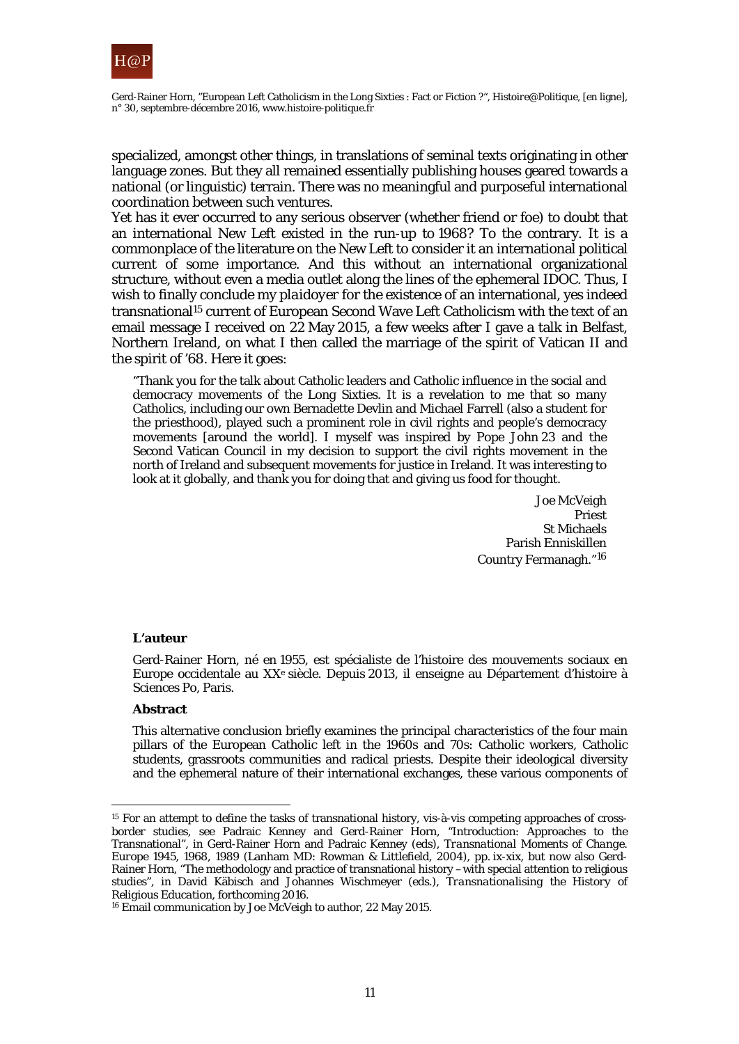specialized, amongst other things, in translations of seminal texts originating in other language zones. But they all remained essentially publishing houses geared towards a national (or linguistic) terrain. There was no meaningful and purposeful international coordination between such ventures.

Yet has it ever occurred to any serious observer (whether friend or foe) to doubt that an international New Left existed in the run-up to 1968? To the contrary. It is a commonplace of the literature on the New Left to consider it an international political current of some importance. And this without an international organizational structure, without even a media outlet along the lines of the ephemeral IDOC. Thus, I wish to finally conclude my *plaidoyer* for the existence of an international, yes indeed transnational[15] current of European Second Wave Left Catholicism with the text of an email message I received on 22 May 2015, a few weeks after I gave a talk in Belfast, Northern Ireland, on what I then called the marriage of the spirit of Vatican II and the spirit of '68. Here it goes:

> "Thank you for the talk about Catholic leaders and Catholic influence in the social and democracy movements of the Long Sixties. It is a revelation to me that so many Catholics, including our own Bernadette Devlin and Michael Farrell (also a student for the priesthood), played such a prominent role in civil rights and people's democracy movements [around the world]. I myself was inspired by Pope John 23 and the Second Vatican Council in my decision to support the civil rights movement in the north of Ireland and subsequent movements for justice in Ireland. It was interesting to look at it globally, and thank you for doing that and giving us food for thought.
>
> Joe McVeigh
> Priest
> St Michaels
> Parish Enniskillen
> Country Fermanagh."[16]

**L'auteur**

Gerd-Rainer Horn, né en 1955, est spécialiste de l'histoire des mouvements sociaux en Europe occidentale au XX[e] siècle. Depuis 2013, il enseigne au Département d'histoire à Sciences Po, Paris.

**Abstract**

This alternative conclusion briefly examines the principal characteristics of the four main pillars of the European Catholic left in the 1960s and 70s: Catholic workers, Catholic students, grassroots communities and radical priests. Despite their ideological diversity and the ephemeral nature of their international exchanges, these various components of

---

[15] For an attempt to define the tasks of transnational history, vis-à-vis competing approaches of cross-border studies, see Padraic Kenney and Gerd-Rainer Horn, "Introduction: Approaches to the Transnational", in Gerd-Rainer Horn and Padraic Kenney (eds), *Transnational Moments of Change. Europe 1945, 1968, 1989* (Lanham MD: Rowman & Littlefield, 2004), pp. ix-xix, but now also Gerd-Rainer Horn, "The methodology and practice of transnational history – with special attention to religious studies", in David Käbisch and Johannes Wischmeyer (eds.), *Transnationalising the History of Religious Education*, forthcoming 2016.

[16] Email communication by Joe McVeigh to author, 22 May 2015.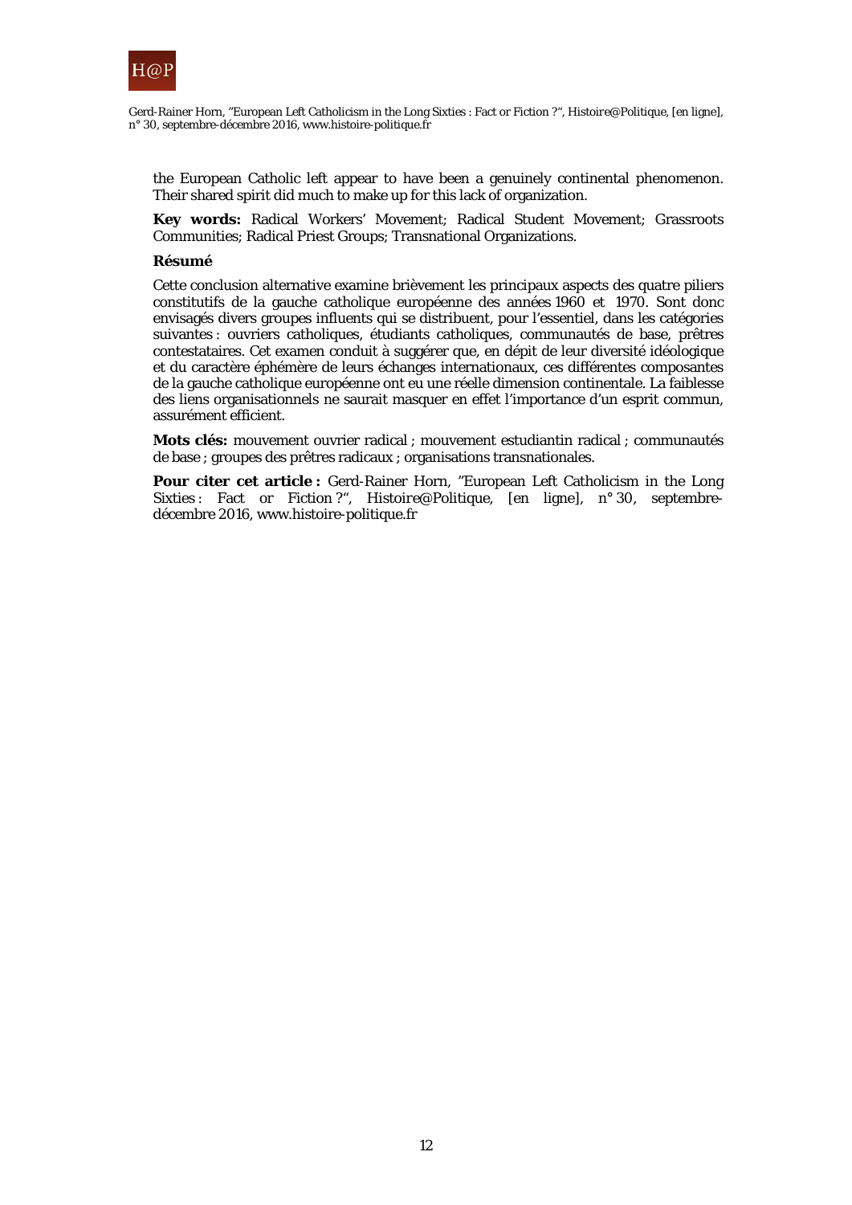the European Catholic left appear to have been a genuinely continental phenomenon. Their shared spirit did much to make up for this lack of organization.

**Key words:** Radical Workers' Movement; Radical Student Movement; Grassroots Communities; Radical Priest Groups; Transnational Organizations.

**Résumé**

Cette conclusion alternative examine brièvement les principaux aspects des quatre piliers constitutifs de la gauche catholique européenne des années 1960 et 1970. Sont donc envisagés divers groupes influents qui se distribuent, pour l'essentiel, dans les catégories suivantes : ouvriers catholiques, étudiants catholiques, communautés de base, prêtres contestataires. Cet examen conduit à suggérer que, en dépit de leur diversité idéologique et du caractère éphémère de leurs échanges internationaux, ces différentes composantes de la gauche catholique européenne ont eu une réelle dimension continentale. La faiblesse des liens organisationnels ne saurait masquer en effet l'importance d'un esprit commun, assurément efficient.

**Mots clés:** mouvement ouvrier radical ; mouvement estudiantin radical ; communautés de base ; groupes des prêtres radicaux ; organisations transnationales.

**Pour citer cet article :** Gerd-Rainer Horn, "European Left Catholicism in the Long Sixties : Fact or Fiction ?", Histoire@Politique, [en ligne], n° 30, septembre-décembre 2016, www.histoire-politique.fr